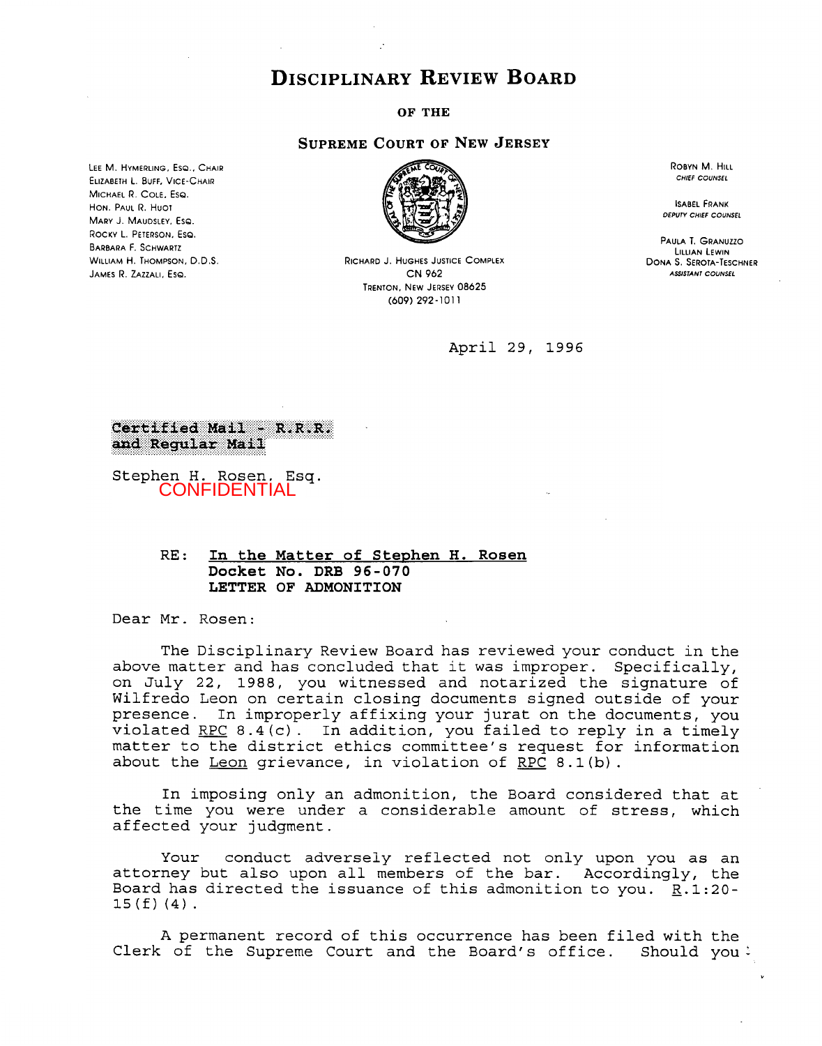# DISCIPLINARY REVIEW BOARD

**OF THE**

**SUPREME COURT OF NEW JERSEY**

LEE M. HYMERLING, ESQ., CHAIR
ELIZABETH L. BUFF, VICE-CHAIR
MICHAEL R. COLE, ESQ.
HON. PAUL R. HUOT
MARY J. MAUDSLEY, ESQ.
ROCKY L. PETERSON, ESQ.
BARBARA F. SCHWARTZ
WILLIAM H. THOMPSON, D.D.S.
JAMES R. ZAZZALI, ESQ.

RICHARD J. HUGHES JUSTICE COMPLEX
CN 962
TRENTON, NEW JERSEY 08625
(609) 292-1011

ROBYN M. HILL
*CHIEF COUNSEL*

ISABEL FRANK
*DEPUTY CHIEF COUNSEL*

PAULA T. GRANUZZO
LILLIAN LEWIN
DONA S. SEROTA-TESCHNER
*ASSISTANT COUNSEL*

April 29, 1996

**Certified Mail - R.R.R.**
**and Regular Mail**

Stephen H. Rosen, Esq.
CONFIDENTIAL

RE: **In the Matter of Stephen H. Rosen**
**Docket No. DRB 96-070**
**LETTER OF ADMONITION**

Dear Mr. Rosen:

The Disciplinary Review Board has reviewed your conduct in the above matter and has concluded that it was improper. Specifically, on July 22, 1988, you witnessed and notarized the signature of Wilfredo Leon on certain closing documents signed outside of your presence. In improperly affixing your jurat on the documents, you violated RPC 8.4(c). In addition, you failed to reply in a timely matter to the district ethics committee's request for information about the Leon grievance, in violation of RPC 8.1(b).

In imposing only an admonition, the Board considered that at the time you were under a considerable amount of stress, which affected your judgment.

Your conduct adversely reflected not only upon you as an attorney but also upon all members of the bar. Accordingly, the Board has directed the issuance of this admonition to you. R.1:20-15(f)(4).

A permanent record of this occurrence has been filed with the Clerk of the Supreme Court and the Board's office. Should you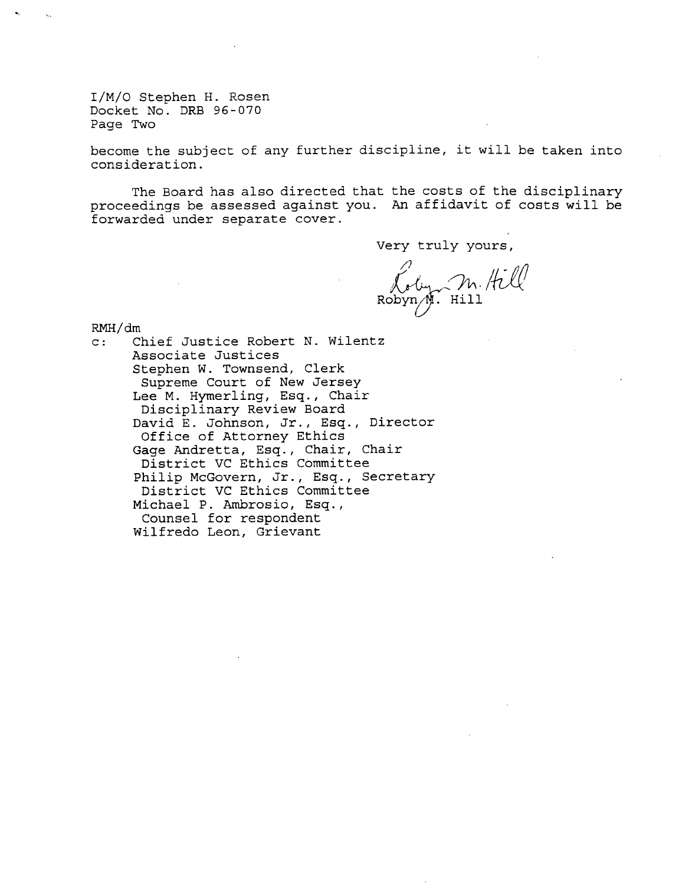I/M/O Stephen H. Rosen
Docket No. DRB 96-070
Page Two

become the subject of any further discipline, it will be taken into consideration.

The Board has also directed that the costs of the disciplinary proceedings be assessed against you. An affidavit of costs will be forwarded under separate cover.

Very truly yours,

Robyn M. Hill

RMH/dm

c: Chief Justice Robert N. Wilentz
Associate Justices
Stephen W. Townsend, Clerk
Supreme Court of New Jersey
Lee M. Hymerling, Esq., Chair
Disciplinary Review Board
David E. Johnson, Jr., Esq., Director
Office of Attorney Ethics
Gage Andretta, Esq., Chair, Chair
District VC Ethics Committee
Philip McGovern, Jr., Esq., Secretary
District VC Ethics Committee
Michael P. Ambrosio, Esq.,
Counsel for respondent
Wilfredo Leon, Grievant